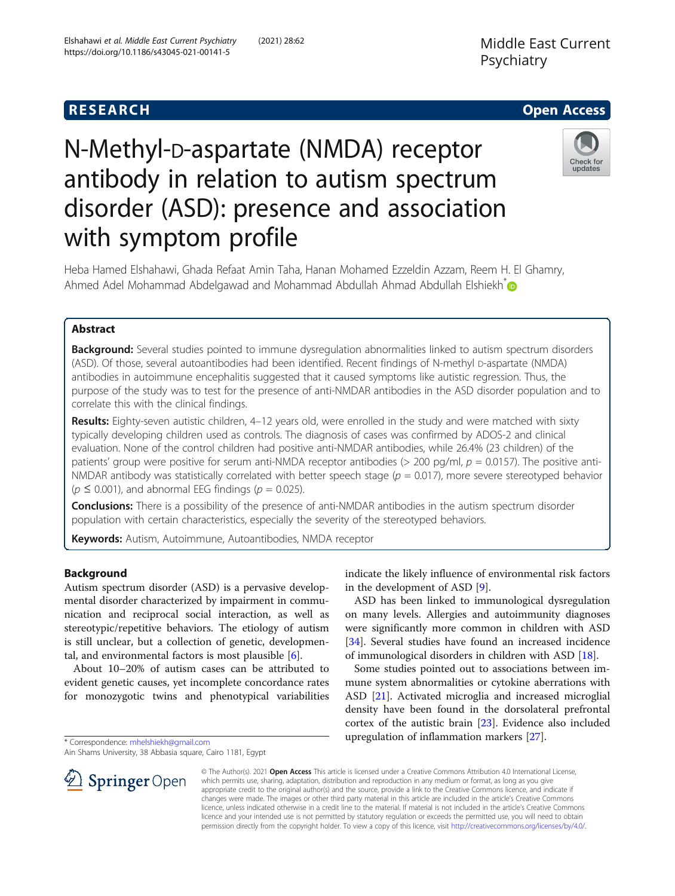RESEARCH | Open Access

# N-Methyl-D-aspartate (NMDA) receptor antibody in relation to autism spectrum disorder (ASD): presence and association with symptom profile

Heba Hamed Elshahawi, Ghada Refaat Amin Taha, Hanan Mohamed Ezzeldin Azzam, Reem H. El Ghamry, Ahmed Adel Mohammad Abdelgawad and Mohammad Abdullah Ahmad Abdullah Elshiekh*

## Abstract

**Background:** Several studies pointed to immune dysregulation abnormalities linked to autism spectrum disorders (ASD). Of those, several autoantibodies had been identified. Recent findings of N-methyl D-aspartate (NMDA) antibodies in autoimmune encephalitis suggested that it caused symptoms like autistic regression. Thus, the purpose of the study was to test for the presence of anti-NMDAR antibodies in the ASD disorder population and to correlate this with the clinical findings.

**Results:** Eighty-seven autistic children, 4–12 years old, were enrolled in the study and were matched with sixty typically developing children used as controls. The diagnosis of cases was confirmed by ADOS-2 and clinical evaluation. None of the control children had positive anti-NMDAR antibodies, while 26.4% (23 children) of the patients' group were positive for serum anti-NMDA receptor antibodies (> 200 pg/ml, $p = 0.0157$). The positive anti-NMDAR antibody was statistically correlated with better speech stage ($p = 0.017$), more severe stereotyped behavior ($p \leq 0.001$), and abnormal EEG findings ($p = 0.025$).

**Conclusions:** There is a possibility of the presence of anti-NMDAR antibodies in the autism spectrum disorder population with certain characteristics, especially the severity of the stereotyped behaviors.

**Keywords:** Autism, Autoimmune, Autoantibodies, NMDA receptor

## Background

Autism spectrum disorder (ASD) is a pervasive developmental disorder characterized by impairment in communication and reciprocal social interaction, as well as stereotypic/repetitive behaviors. The etiology of autism is still unclear, but a collection of genetic, developmental, and environmental factors is most plausible [6].

About 10–20% of autism cases can be attributed to evident genetic causes, yet incomplete concordance rates for monozygotic twins and phenotypical variabilities indicate the likely influence of environmental risk factors in the development of ASD [9].

ASD has been linked to immunological dysregulation on many levels. Allergies and autoimmunity diagnoses were significantly more common in children with ASD [34]. Several studies have found an increased incidence of immunological disorders in children with ASD [18].

Some studies pointed out to associations between immune system abnormalities or cytokine aberrations with ASD [21]. Activated microglia and increased microglial density have been found in the dorsolateral prefrontal cortex of the autistic brain [23]. Evidence also included upregulation of inflammation markers [27].

* Correspondence: mhelshiekh@gmail.com
Ain Shams University, 38 Abbasia square, Cairo 1181, Egypt

© The Author(s). 2021 **Open Access** This article is licensed under a Creative Commons Attribution 4.0 International License, which permits use, sharing, adaptation, distribution and reproduction in any medium or format, as long as you give appropriate credit to the original author(s) and the source, provide a link to the Creative Commons licence, and indicate if changes were made. The images or other third party material in this article are included in the article's Creative Commons licence, unless indicated otherwise in a credit line to the material. If material is not included in the article's Creative Commons licence and your intended use is not permitted by statutory regulation or exceeds the permitted use, you will need to obtain permission directly from the copyright holder. To view a copy of this licence, visit http://creativecommons.org/licenses/by/4.0/.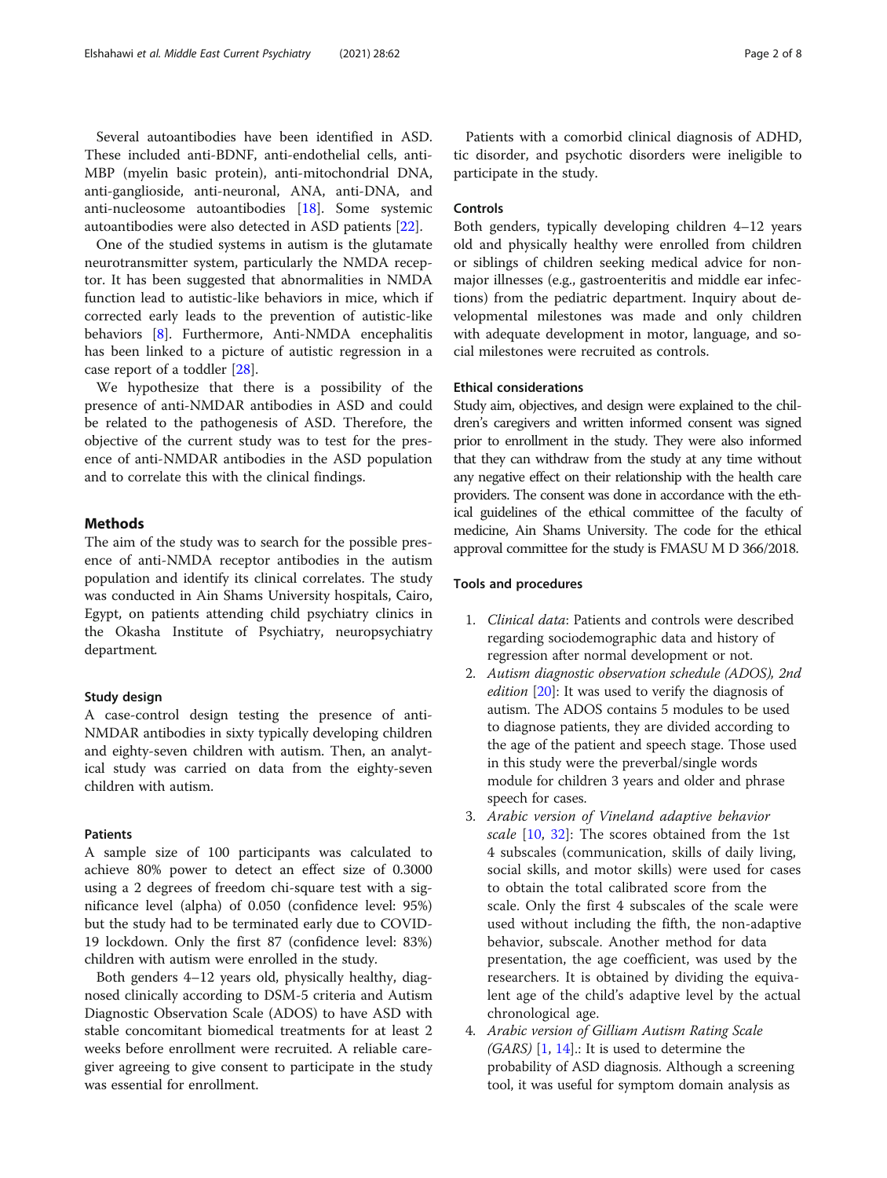Several autoantibodies have been identified in ASD. These included anti-BDNF, anti-endothelial cells, anti-MBP (myelin basic protein), anti-mitochondrial DNA, anti-ganglioside, anti-neuronal, ANA, anti-DNA, and anti-nucleosome autoantibodies [18]. Some systemic autoantibodies were also detected in ASD patients [22].

One of the studied systems in autism is the glutamate neurotransmitter system, particularly the NMDA receptor. It has been suggested that abnormalities in NMDA function lead to autistic-like behaviors in mice, which if corrected early leads to the prevention of autistic-like behaviors [8]. Furthermore, Anti-NMDA encephalitis has been linked to a picture of autistic regression in a case report of a toddler [28].

We hypothesize that there is a possibility of the presence of anti-NMDAR antibodies in ASD and could be related to the pathogenesis of ASD. Therefore, the objective of the current study was to test for the presence of anti-NMDAR antibodies in the ASD population and to correlate this with the clinical findings.

## Methods

The aim of the study was to search for the possible presence of anti-NMDA receptor antibodies in the autism population and identify its clinical correlates. The study was conducted in Ain Shams University hospitals, Cairo, Egypt, on patients attending child psychiatry clinics in the Okasha Institute of Psychiatry, neuropsychiatry department.

### Study design

A case-control design testing the presence of anti-NMDAR antibodies in sixty typically developing children and eighty-seven children with autism. Then, an analytical study was carried on data from the eighty-seven children with autism.

### Patients

A sample size of 100 participants was calculated to achieve 80% power to detect an effect size of 0.3000 using a 2 degrees of freedom chi-square test with a significance level (alpha) of 0.050 (confidence level: 95%) but the study had to be terminated early due to COVID-19 lockdown. Only the first 87 (confidence level: 83%) children with autism were enrolled in the study.

Both genders 4–12 years old, physically healthy, diagnosed clinically according to DSM-5 criteria and Autism Diagnostic Observation Scale (ADOS) to have ASD with stable concomitant biomedical treatments for at least 2 weeks before enrollment were recruited. A reliable caregiver agreeing to give consent to participate in the study was essential for enrollment.

Patients with a comorbid clinical diagnosis of ADHD, tic disorder, and psychotic disorders were ineligible to participate in the study.

### Controls

Both genders, typically developing children 4–12 years old and physically healthy were enrolled from children or siblings of children seeking medical advice for non-major illnesses (e.g., gastroenteritis and middle ear infections) from the pediatric department. Inquiry about developmental milestones was made and only children with adequate development in motor, language, and social milestones were recruited as controls.

### Ethical considerations

Study aim, objectives, and design were explained to the children's caregivers and written informed consent was signed prior to enrollment in the study. They were also informed that they can withdraw from the study at any time without any negative effect on their relationship with the health care providers. The consent was done in accordance with the ethical guidelines of the ethical committee of the faculty of medicine, Ain Shams University. The code for the ethical approval committee for the study is FMASU M D 366/2018.

### Tools and procedures

1. *Clinical data*: Patients and controls were described regarding sociodemographic data and history of regression after normal development or not.
2. *Autism diagnostic observation schedule (ADOS), 2nd edition* [20]: It was used to verify the diagnosis of autism. The ADOS contains 5 modules to be used to diagnose patients, they are divided according to the age of the patient and speech stage. Those used in this study were the preverbal/single words module for children 3 years and older and phrase speech for cases.
3. *Arabic version of Vineland adaptive behavior scale* [10, 32]: The scores obtained from the 1st 4 subscales (communication, skills of daily living, social skills, and motor skills) were used for cases to obtain the total calibrated score from the scale. Only the first 4 subscales of the scale were used without including the fifth, the non-adaptive behavior, subscale. Another method for data presentation, the age coefficient, was used by the researchers. It is obtained by dividing the equivalent age of the child's adaptive level by the actual chronological age.
4. *Arabic version of Gilliam Autism Rating Scale (GARS)* [1, 14].: It is used to determine the probability of ASD diagnosis. Although a screening tool, it was useful for symptom domain analysis as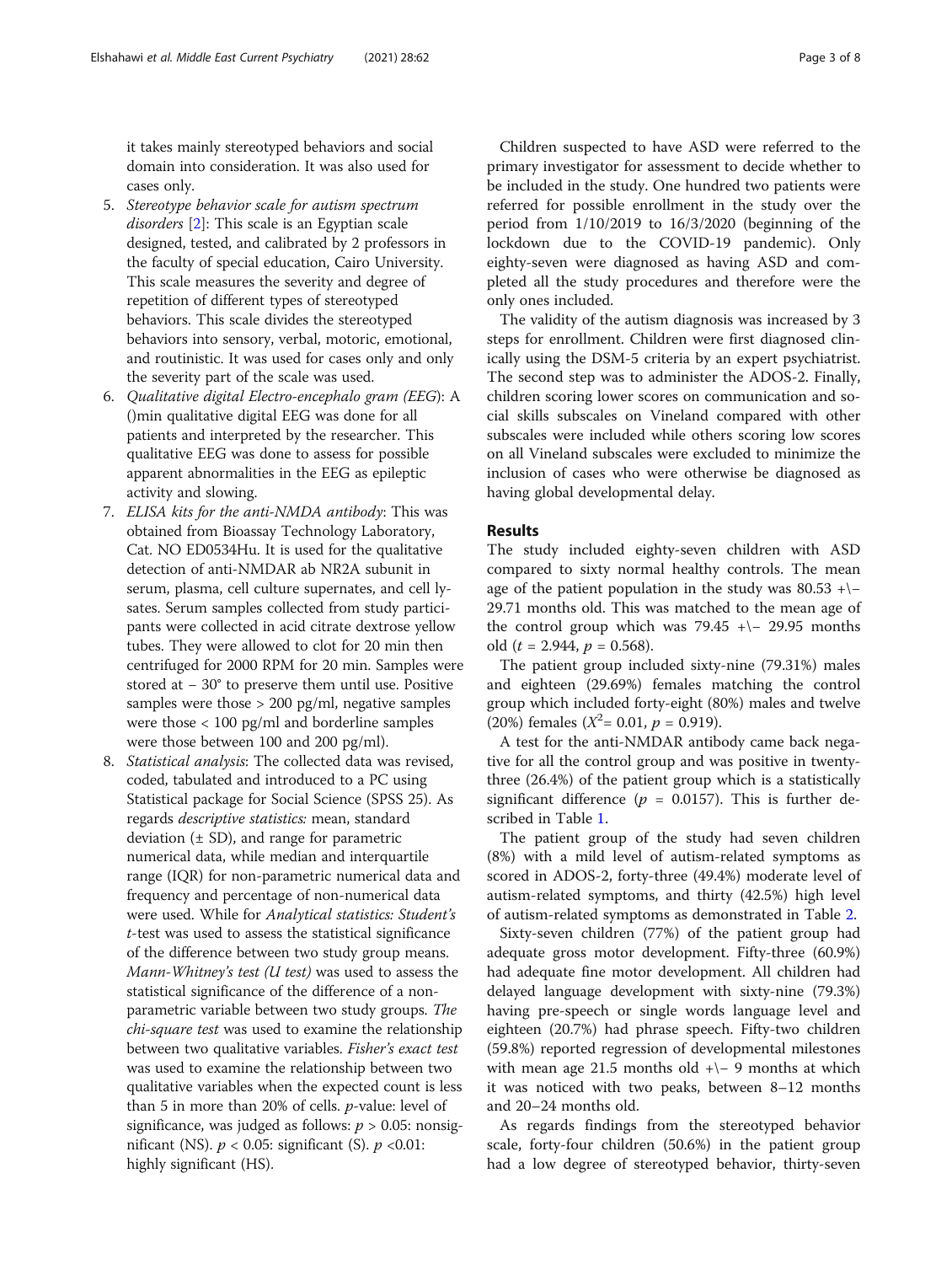it takes mainly stereotyped behaviors and social domain into consideration. It was also used for cases only.

5. *Stereotype behavior scale for autism spectrum disorders* [2]: This scale is an Egyptian scale designed, tested, and calibrated by 2 professors in the faculty of special education, Cairo University. This scale measures the severity and degree of repetition of different types of stereotyped behaviors. This scale divides the stereotyped behaviors into sensory, verbal, motoric, emotional, and routinistic. It was used for cases only and only the severity part of the scale was used.
6. *Qualitative digital Electro-encephalo gram (EEG)*: A ()min qualitative digital EEG was done for all patients and interpreted by the researcher. This qualitative EEG was done to assess for possible apparent abnormalities in the EEG as epileptic activity and slowing.
7. *ELISA kits for the anti-NMDA antibody*: This was obtained from Bioassay Technology Laboratory, Cat. NO ED0534Hu. It is used for the qualitative detection of anti-NMDAR ab NR2A subunit in serum, plasma, cell culture supernates, and cell lysates. Serum samples collected from study participants were collected in acid citrate dextrose yellow tubes. They were allowed to clot for 20 min then centrifuged for 2000 RPM for 20 min. Samples were stored at − 30° to preserve them until use. Positive samples were those > 200 pg/ml, negative samples were those < 100 pg/ml and borderline samples were those between 100 and 200 pg/ml).
8. *Statistical analysis*: The collected data was revised, coded, tabulated and introduced to a PC using Statistical package for Social Science (SPSS 25). As regards *descriptive statistics:* mean, standard deviation (± SD), and range for parametric numerical data, while median and interquartile range (IQR) for non-parametric numerical data and frequency and percentage of non-numerical data were used. While for *Analytical statistics: Student's t*-test was used to assess the statistical significance of the difference between two study group means. *Mann-Whitney's test (U test)* was used to assess the statistical significance of the difference of a non-parametric variable between two study groups. *The chi-square test* was used to examine the relationship between two qualitative variables. *Fisher's exact test* was used to examine the relationship between two qualitative variables when the expected count is less than 5 in more than 20% of cells. *p*-value: level of significance, was judged as follows: $p > 0.05$: nonsignificant (NS). $p < 0.05$: significant (S). $p < 0.01$: highly significant (HS).

Children suspected to have ASD were referred to the primary investigator for assessment to decide whether to be included in the study. One hundred two patients were referred for possible enrollment in the study over the period from 1/10/2019 to 16/3/2020 (beginning of the lockdown due to the COVID-19 pandemic). Only eighty-seven were diagnosed as having ASD and completed all the study procedures and therefore were the only ones included.

The validity of the autism diagnosis was increased by 3 steps for enrollment. Children were first diagnosed clinically using the DSM-5 criteria by an expert psychiatrist. The second step was to administer the ADOS-2. Finally, children scoring lower scores on communication and social skills subscales on Vineland compared with other subscales were included while others scoring low scores on all Vineland subscales were excluded to minimize the inclusion of cases who were otherwise be diagnosed as having global developmental delay.

## Results

The study included eighty-seven children with ASD compared to sixty normal healthy controls. The mean age of the patient population in the study was 80.53 +\− 29.71 months old. This was matched to the mean age of the control group which was 79.45 +\− 29.95 months old ($t = 2.944$, $p = 0.568$).

The patient group included sixty-nine (79.31%) males and eighteen (29.69%) females matching the control group which included forty-eight (80%) males and twelve (20%) females ($X^2 = 0.01$, $p = 0.919$).

A test for the anti-NMDAR antibody came back negative for all the control group and was positive in twenty-three (26.4%) of the patient group which is a statistically significant difference ($p = 0.0157$). This is further described in Table 1.

The patient group of the study had seven children (8%) with a mild level of autism-related symptoms as scored in ADOS-2, forty-three (49.4%) moderate level of autism-related symptoms, and thirty (42.5%) high level of autism-related symptoms as demonstrated in Table 2.

Sixty-seven children (77%) of the patient group had adequate gross motor development. Fifty-three (60.9%) had adequate fine motor development. All children had delayed language development with sixty-nine (79.3%) having pre-speech or single words language level and eighteen (20.7%) had phrase speech. Fifty-two children (59.8%) reported regression of developmental milestones with mean age 21.5 months old +\− 9 months at which it was noticed with two peaks, between 8–12 months and 20–24 months old.

As regards findings from the stereotyped behavior scale, forty-four children (50.6%) in the patient group had a low degree of stereotyped behavior, thirty-seven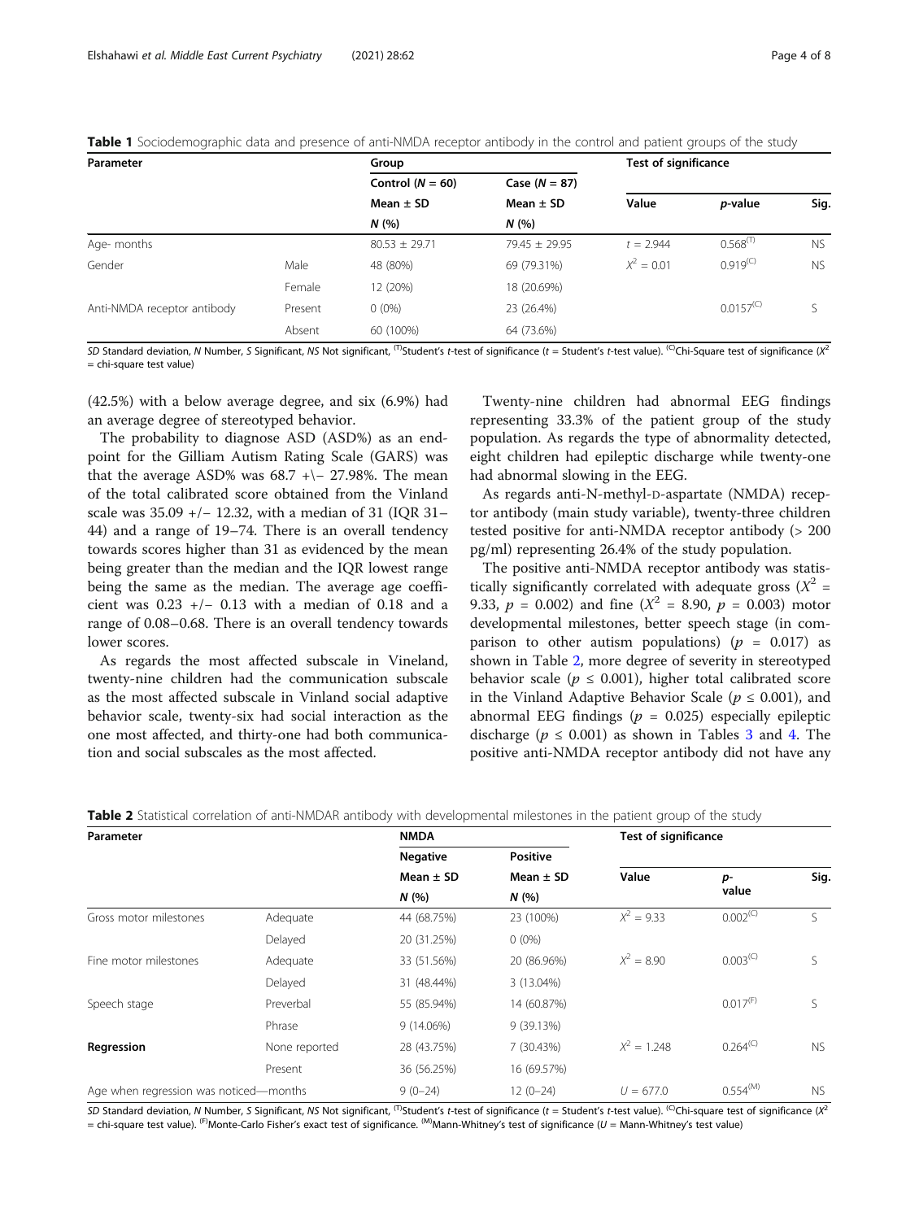**Table 1** Sociodemographic data and presence of anti-NMDA receptor antibody in the control and patient groups of the study

| Parameter | | Group | | Test of significance | | |
|---|---|---|---|---|---|---|
| | | Control ($N$ = 60) | Case ($N$ = 87) | | | |
| | | Mean ± SD | Mean ± SD | Value | $p$-value | Sig. |
| | | $N$ (%) | $N$ (%) | | | |
| Age- months | | 80.53 ± 29.71 | 79.45 ± 29.95 | $t$ = 2.944 | 0.568$^{(T)}$ | NS |
| Gender | Male | 48 (80%) | 69 (79.31%) | $X^2$ = 0.01 | 0.919$^{(C)}$ | NS |
| | Female | 12 (20%) | 18 (20.69%) | | | |
| Anti-NMDA receptor antibody | Present | 0 (0%) | 23 (26.4%) | | 0.0157$^{(C)}$ | S |
| | Absent | 60 (100%) | 64 (73.6%) | | | |

*SD* Standard deviation, *N* Number, *S* Significant, *NS* Not significant, $^{(T)}$Student's *t*-test of significance (*t* = Student's *t*-test value). $^{(C)}$Chi-Square test of significance ($X^2$ = chi-square test value)

(42.5%) with a below average degree, and six (6.9%) had an average degree of stereotyped behavior.

The probability to diagnose ASD (ASD%) as an endpoint for the Gilliam Autism Rating Scale (GARS) was that the average ASD% was 68.7 +\− 27.98%. The mean of the total calibrated score obtained from the Vinland scale was 35.09 +/− 12.32, with a median of 31 (IQR 31–44) and a range of 19–74. There is an overall tendency towards scores higher than 31 as evidenced by the mean being greater than the median and the IQR lowest range being the same as the median. The average age coefficient was 0.23 +/− 0.13 with a median of 0.18 and a range of 0.08–0.68. There is an overall tendency towards lower scores.

As regards the most affected subscale in Vineland, twenty-nine children had the communication subscale as the most affected subscale in Vinland social adaptive behavior scale, twenty-six had social interaction as the one most affected, and thirty-one had both communication and social subscales as the most affected.

Twenty-nine children had abnormal EEG findings representing 33.3% of the patient group of the study population. As regards the type of abnormality detected, eight children had epileptic discharge while twenty-one had abnormal slowing in the EEG.

As regards anti-N-methyl-D-aspartate (NMDA) receptor antibody (main study variable), twenty-three children tested positive for anti-NMDA receptor antibody (> 200 pg/ml) representing 26.4% of the study population.

The positive anti-NMDA receptor antibody was statistically significantly correlated with adequate gross ($X^2$ = 9.33, $p$ = 0.002) and fine ($X^2$ = 8.90, $p$ = 0.003) motor developmental milestones, better speech stage (in comparison to other autism populations) ($p$ = 0.017) as shown in Table 2, more degree of severity in stereotyped behavior scale ($p \leq 0.001$), higher total calibrated score in the Vinland Adaptive Behavior Scale ($p \leq 0.001$), and abnormal EEG findings ($p$ = 0.025) especially epileptic discharge ($p \leq 0.001$) as shown in Tables 3 and 4. The positive anti-NMDA receptor antibody did not have any

**Table 2** Statistical correlation of anti-NMDAR antibody with developmental milestones in the patient group of the study

| Parameter | | NMDA | | Test of significance | | |
|---|---|---|---|---|---|---|
| | | Negative | Positive | | | |
| | | Mean ± SD | Mean ± SD | Value | $p$-value | Sig. |
| | | $N$ (%) | $N$ (%) | | | |
| Gross motor milestones | Adequate | 44 (68.75%) | 23 (100%) | $X^2$ = 9.33 | 0.002$^{(C)}$ | S |
| | Delayed | 20 (31.25%) | 0 (0%) | | | |
| Fine motor milestones | Adequate | 33 (51.56%) | 20 (86.96%) | $X^2$ = 8.90 | 0.003$^{(C)}$ | S |
| | Delayed | 31 (48.44%) | 3 (13.04%) | | | |
| Speech stage | Preverbal | 55 (85.94%) | 14 (60.87%) | | 0.017$^{(F)}$ | S |
| | Phrase | 9 (14.06%) | 9 (39.13%) | | | |
| **Regression** | None reported | 28 (43.75%) | 7 (30.43%) | $X^2$ = 1.248 | 0.264$^{(C)}$ | NS |
| | Present | 36 (56.25%) | 16 (69.57%) | | | |
| Age when regression was noticed—months | | 9 (0–24) | 12 (0–24) | $U$ = 677.0 | 0.554$^{(M)}$ | NS |

*SD* Standard deviation, *N* Number, *S* Significant, *NS* Not significant, $^{(T)}$Student's *t*-test of significance (*t* = Student's *t*-test value). $^{(C)}$Chi-square test of significance ($X^2$ = chi-square test value). $^{(F)}$Monte-Carlo Fisher's exact test of significance. $^{(M)}$Mann-Whitney's test of significance (*U* = Mann-Whitney's test value)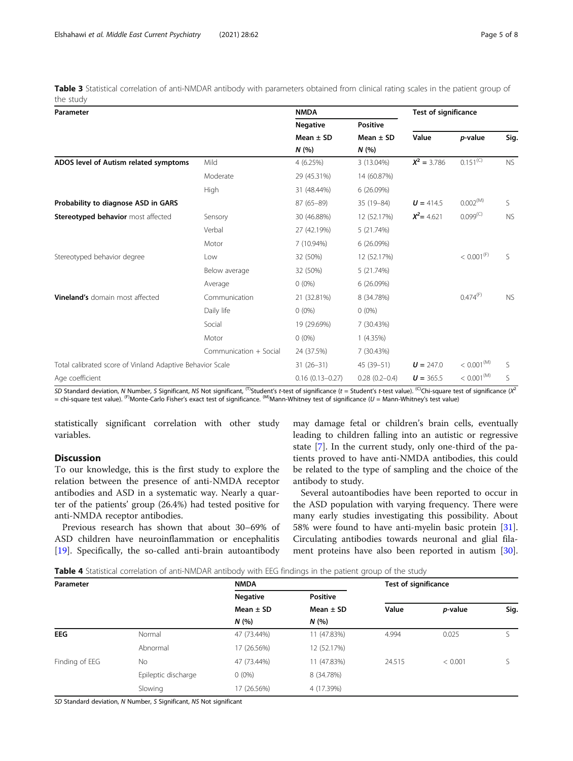**Table 3** Statistical correlation of anti-NMDAR antibody with parameters obtained from clinical rating scales in the patient group of the study

| Parameter | | NMDA | | Test of significance | | |
|---|---|---|---|---|---|---|
| | | Negative | Positive | Value | *p*-value | Sig. |
| | | Mean ± SD | Mean ± SD | | | |
| | | *N* (%) | *N* (%) | | | |
| **ADOS level of Autism related symptoms** | Mild | 4 (6.25%) | 3 (13.04%) | $X^2$ = 3.786 | 0.151^(C)^ | NS |
| | Moderate | 29 (45.31%) | 14 (60.87%) | | | |
| | High | 31 (48.44%) | 6 (26.09%) | | | |
| **Probability to diagnose ASD in GARS** | | 87 (65–89) | 35 (19–84) | ***U*** = 414.5 | 0.002^(M)^ | S |
| **Stereotyped behavior** most affected | Sensory | 30 (46.88%) | 12 (52.17%) | $X^2$= 4.621 | 0.099^(C)^ | NS |
| | Verbal | 27 (42.19%) | 5 (21.74%) | | | |
| | Motor | 7 (10.94%) | 6 (26.09%) | | | |
| Stereotyped behavior degree | Low | 32 (50%) | 12 (52.17%) | | < 0.001^(F)^ | S |
| | Below average | 32 (50%) | 5 (21.74%) | | | |
| | Average | 0 (0%) | 6 (26.09%) | | | |
| **Vineland's** domain most affected | Communication | 21 (32.81%) | 8 (34.78%) | | 0.474^(F)^ | NS |
| | Daily life | 0 (0%) | 0 (0%) | | | |
| | Social | 19 (29.69%) | 7 (30.43%) | | | |
| | Motor | 0 (0%) | 1 (4.35%) | | | |
| | Communication + Social | 24 (37.5%) | 7 (30.43%) | | | |
| Total calibrated score of Vinland Adaptive Behavior Scale | | 31 (26–31) | 45 (39–51) | ***U*** = 247.0 | < 0.001^(M)^ | S |
| Age coefficient | | 0.16 (0.13–0.27) | 0.28 (0.2–0.4) | ***U*** = 365.5 | < 0.001^(M)^ | S |

*SD* Standard deviation, *N* Number, *S* Significant, *NS* Not significant, ^(T)^Student's *t*-test of significance (*t* = Student's *t*-test value). ^(C)^Chi-square test of significance ($X^2$ = chi-square test value). ^(F)^Monte-Carlo Fisher's exact test of significance. ^(M)^Mann-Whitney test of significance (*U* = Mann-Whitney's test value)

statistically significant correlation with other study variables.

## Discussion

To our knowledge, this is the first study to explore the relation between the presence of anti-NMDA receptor antibodies and ASD in a systematic way. Nearly a quarter of the patients' group (26.4%) had tested positive for anti-NMDA receptor antibodies.

Previous research has shown that about 30–69% of ASD children have neuroinflammation or encephalitis [19]. Specifically, the so-called anti-brain autoantibody may damage fetal or children's brain cells, eventually leading to children falling into an autistic or regressive state [7]. In the current study, only one-third of the patients proved to have anti-NMDA antibodies, this could be related to the type of sampling and the choice of the antibody to study.

Several autoantibodies have been reported to occur in the ASD population with varying frequency. There were many early studies investigating this possibility. About 58% were found to have anti-myelin basic protein [31]. Circulating antibodies towards neuronal and glial filament proteins have also been reported in autism [30].

**Table 4** Statistical correlation of anti-NMDAR antibody with EEG findings in the patient group of the study

| Parameter | | NMDA | | Test of significance | | |
|---|---|---|---|---|---|---|
| | | Negative | Positive | Value | *p*-value | Sig. |
| | | Mean ± SD | Mean ± SD | | | |
| | | *N* (%) | *N* (%) | | | |
| **EEG** | Normal | 47 (73.44%) | 11 (47.83%) | 4.994 | 0.025 | S |
| | Abnormal | 17 (26.56%) | 12 (52.17%) | | | |
| Finding of EEG | No | 47 (73.44%) | 11 (47.83%) | 24.515 | < 0.001 | S |
| | Epileptic discharge | 0 (0%) | 8 (34.78%) | | | |
| | Slowing | 17 (26.56%) | 4 (17.39%) | | | |

*SD* Standard deviation, *N* Number, *S* Significant, *NS* Not significant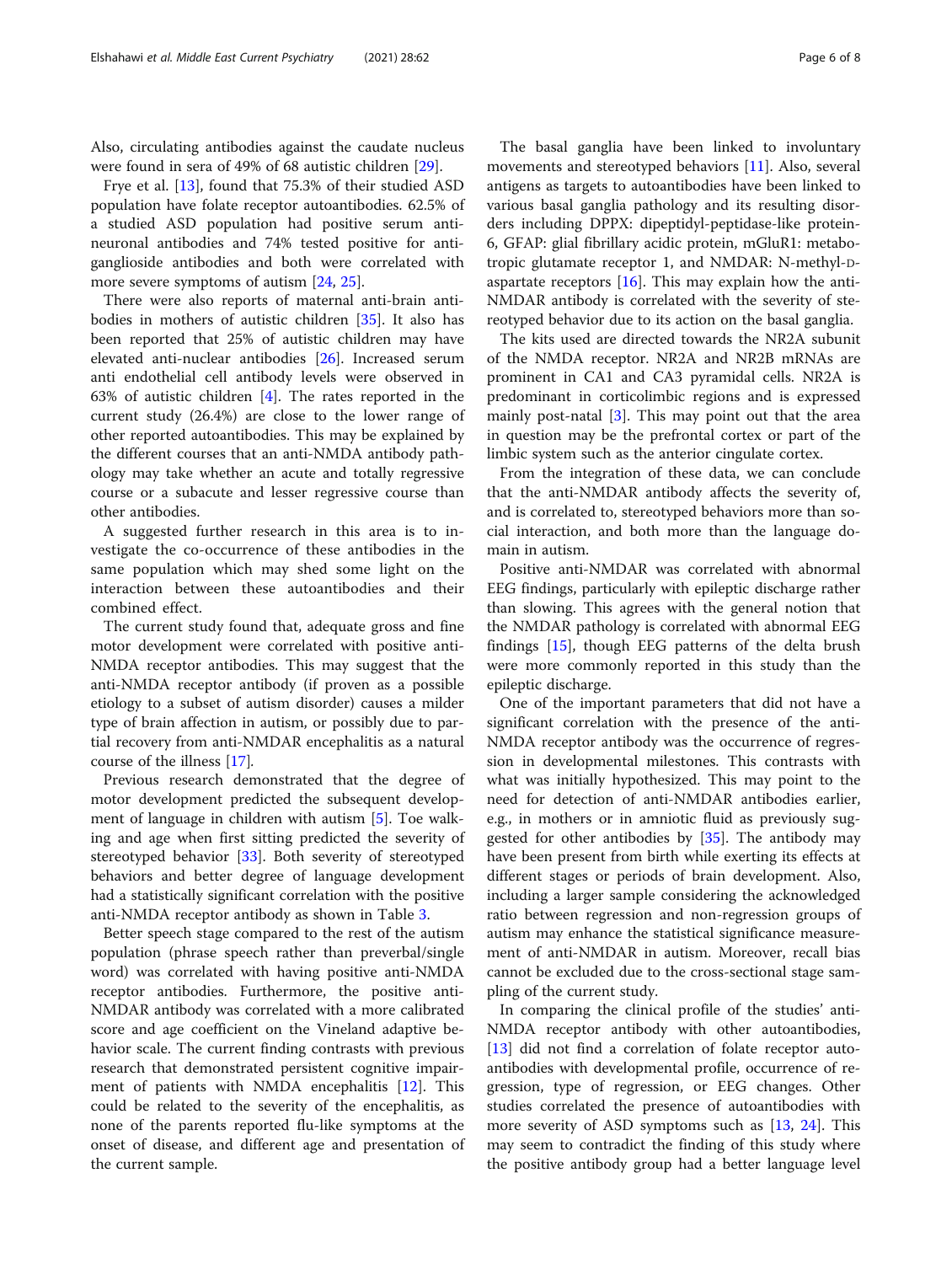Also, circulating antibodies against the caudate nucleus were found in sera of 49% of 68 autistic children [29].

Frye et al. [13], found that 75.3% of their studied ASD population have folate receptor autoantibodies. 62.5% of a studied ASD population had positive serum anti-neuronal antibodies and 74% tested positive for anti-ganglioside antibodies and both were correlated with more severe symptoms of autism [24, 25].

There were also reports of maternal anti-brain antibodies in mothers of autistic children [35]. It also has been reported that 25% of autistic children may have elevated anti-nuclear antibodies [26]. Increased serum anti endothelial cell antibody levels were observed in 63% of autistic children [4]. The rates reported in the current study (26.4%) are close to the lower range of other reported autoantibodies. This may be explained by the different courses that an anti-NMDA antibody pathology may take whether an acute and totally regressive course or a subacute and lesser regressive course than other antibodies.

A suggested further research in this area is to investigate the co-occurrence of these antibodies in the same population which may shed some light on the interaction between these autoantibodies and their combined effect.

The current study found that, adequate gross and fine motor development were correlated with positive anti-NMDA receptor antibodies. This may suggest that the anti-NMDA receptor antibody (if proven as a possible etiology to a subset of autism disorder) causes a milder type of brain affection in autism, or possibly due to partial recovery from anti-NMDAR encephalitis as a natural course of the illness [17].

Previous research demonstrated that the degree of motor development predicted the subsequent development of language in children with autism [5]. Toe walking and age when first sitting predicted the severity of stereotyped behavior [33]. Both severity of stereotyped behaviors and better degree of language development had a statistically significant correlation with the positive anti-NMDA receptor antibody as shown in Table 3.

Better speech stage compared to the rest of the autism population (phrase speech rather than preverbal/single word) was correlated with having positive anti-NMDA receptor antibodies. Furthermore, the positive anti-NMDAR antibody was correlated with a more calibrated score and age coefficient on the Vineland adaptive behavior scale. The current finding contrasts with previous research that demonstrated persistent cognitive impairment of patients with NMDA encephalitis [12]. This could be related to the severity of the encephalitis, as none of the parents reported flu-like symptoms at the onset of disease, and different age and presentation of the current sample.

The basal ganglia have been linked to involuntary movements and stereotyped behaviors [11]. Also, several antigens as targets to autoantibodies have been linked to various basal ganglia pathology and its resulting disorders including DPPX: dipeptidyl-peptidase-like protein-6, GFAP: glial fibrillary acidic protein, mGluR1: metabotropic glutamate receptor 1, and NMDAR: N-methyl-D-aspartate receptors [16]. This may explain how the anti-NMDAR antibody is correlated with the severity of stereotyped behavior due to its action on the basal ganglia.

The kits used are directed towards the NR2A subunit of the NMDA receptor. NR2A and NR2B mRNAs are prominent in CA1 and CA3 pyramidal cells. NR2A is predominant in corticolimbic regions and is expressed mainly post-natal [3]. This may point out that the area in question may be the prefrontal cortex or part of the limbic system such as the anterior cingulate cortex.

From the integration of these data, we can conclude that the anti-NMDAR antibody affects the severity of, and is correlated to, stereotyped behaviors more than social interaction, and both more than the language domain in autism.

Positive anti-NMDAR was correlated with abnormal EEG findings, particularly with epileptic discharge rather than slowing. This agrees with the general notion that the NMDAR pathology is correlated with abnormal EEG findings [15], though EEG patterns of the delta brush were more commonly reported in this study than the epileptic discharge.

One of the important parameters that did not have a significant correlation with the presence of the anti-NMDA receptor antibody was the occurrence of regression in developmental milestones. This contrasts with what was initially hypothesized. This may point to the need for detection of anti-NMDAR antibodies earlier, e.g., in mothers or in amniotic fluid as previously suggested for other antibodies by [35]. The antibody may have been present from birth while exerting its effects at different stages or periods of brain development. Also, including a larger sample considering the acknowledged ratio between regression and non-regression groups of autism may enhance the statistical significance measurement of anti-NMDAR in autism. Moreover, recall bias cannot be excluded due to the cross-sectional stage sampling of the current study.

In comparing the clinical profile of the studies' anti-NMDA receptor antibody with other autoantibodies, [13] did not find a correlation of folate receptor autoantibodies with developmental profile, occurrence of regression, type of regression, or EEG changes. Other studies correlated the presence of autoantibodies with more severity of ASD symptoms such as [13, 24]. This may seem to contradict the finding of this study where the positive antibody group had a better language level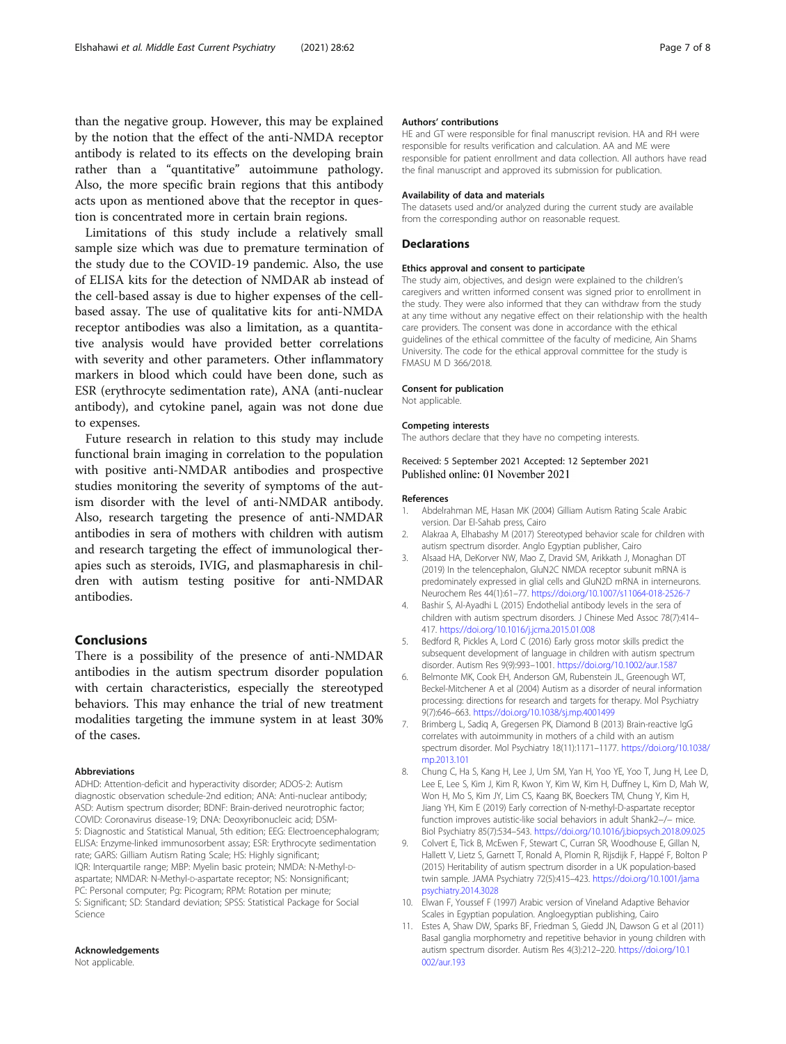than the negative group. However, this may be explained by the notion that the effect of the anti-NMDA receptor antibody is related to its effects on the developing brain rather than a "quantitative" autoimmune pathology. Also, the more specific brain regions that this antibody acts upon as mentioned above that the receptor in question is concentrated more in certain brain regions.

Limitations of this study include a relatively small sample size which was due to premature termination of the study due to the COVID-19 pandemic. Also, the use of ELISA kits for the detection of NMDAR ab instead of the cell-based assay is due to higher expenses of the cell-based assay. The use of qualitative kits for anti-NMDA receptor antibodies was also a limitation, as a quantitative analysis would have provided better correlations with severity and other parameters. Other inflammatory markers in blood which could have been done, such as ESR (erythrocyte sedimentation rate), ANA (anti-nuclear antibody), and cytokine panel, again was not done due to expenses.

Future research in relation to this study may include functional brain imaging in correlation to the population with positive anti-NMDAR antibodies and prospective studies monitoring the severity of symptoms of the autism disorder with the level of anti-NMDAR antibody. Also, research targeting the presence of anti-NMDAR antibodies in sera of mothers with children with autism and research targeting the effect of immunological therapies such as steroids, IVIG, and plasmapharesis in children with autism testing positive for anti-NMDAR antibodies.

## Conclusions

There is a possibility of the presence of anti-NMDAR antibodies in the autism spectrum disorder population with certain characteristics, especially the stereotyped behaviors. This may enhance the trial of new treatment modalities targeting the immune system in at least 30% of the cases.

#### Abbreviations

ADHD: Attention-deficit and hyperactivity disorder; ADOS-2: Autism diagnostic observation schedule-2nd edition; ANA: Anti-nuclear antibody; ASD: Autism spectrum disorder; BDNF: Brain-derived neurotrophic factor; COVID: Coronavirus disease-19; DNA: Deoxyribonucleic acid; DSM-5: Diagnostic and Statistical Manual, 5th edition; EEG: Electroencephalogram; ELISA: Enzyme-linked immunosorbent assay; ESR: Erythrocyte sedimentation rate; GARS: Gilliam Autism Rating Scale; HS: Highly significant; IQR: Interquartile range; MBP: Myelin basic protein; NMDA: N-Methyl-D-aspartate; NMDAR: N-Methyl-D-aspartate receptor; NS: Nonsignificant; PC: Personal computer; Pg: Picogram; RPM: Rotation per minute; S: Significant; SD: Standard deviation; SPSS: Statistical Package for Social Science

#### Acknowledgements

Not applicable.

#### Authors' contributions

HE and GT were responsible for final manuscript revision. HA and RH were responsible for results verification and calculation. AA and ME were responsible for patient enrollment and data collection. All authors have read the final manuscript and approved its submission for publication.

#### Availability of data and materials

The datasets used and/or analyzed during the current study are available from the corresponding author on reasonable request.

### Declarations

#### Ethics approval and consent to participate

The study aim, objectives, and design were explained to the children's caregivers and written informed consent was signed prior to enrollment in the study. They were also informed that they can withdraw from the study at any time without any negative effect on their relationship with the health care providers. The consent was done in accordance with the ethical guidelines of the ethical committee of the faculty of medicine, Ain Shams University. The code for the ethical approval committee for the study is FMASU M D 366/2018.

#### Consent for publication

Not applicable.

#### Competing interests

The authors declare that they have no competing interests.

Received: 5 September 2021 Accepted: 12 September 2021
Published online: 01 November 2021

#### References

1. Abdelrahman ME, Hasan MK (2004) Gilliam Autism Rating Scale Arabic version. Dar El-Sahab press, Cairo
2. Alakraa A, Elhabashy M (2017) Stereotyped behavior scale for children with autism spectrum disorder. Anglo Egyptian publisher, Cairo
3. Alsaad HA, DeKorver NW, Mao Z, Dravid SM, Arikkath J, Monaghan DT (2019) In the telencephalon, GluN2C NMDA receptor subunit mRNA is predominately expressed in glial cells and GluN2D mRNA in interneurons. Neurochem Res 44(1):61–77. https://doi.org/10.1007/s11064-018-2526-7
4. Bashir S, Al-Ayadhi L (2015) Endothelial antibody levels in the sera of children with autism spectrum disorders. J Chinese Med Assoc 78(7):414–417. https://doi.org/10.1016/j.jcma.2015.01.008
5. Bedford R, Pickles A, Lord C (2016) Early gross motor skills predict the subsequent development of language in children with autism spectrum disorder. Autism Res 9(9):993–1001. https://doi.org/10.1002/aur.1587
6. Belmonte MK, Cook EH, Anderson GM, Rubenstein JL, Greenough WT, Beckel-Mitchener A et al (2004) Autism as a disorder of neural information processing: directions for research and targets for therapy. Mol Psychiatry 9(7):646–663. https://doi.org/10.1038/sj.mp.4001499
7. Brimberg L, Sadiq A, Gregersen PK, Diamond B (2013) Brain-reactive IgG correlates with autoimmunity in mothers of a child with an autism spectrum disorder. Mol Psychiatry 18(11):1171–1177. https://doi.org/10.1038/mp.2013.101
8. Chung C, Ha S, Kang H, Lee J, Um SM, Yan H, Yoo YE, Yoo T, Jung H, Lee D, Lee E, Lee S, Kim J, Kim R, Kwon Y, Kim W, Kim H, Duffney L, Kim D, Mah W, Won H, Mo S, Kim JY, Lim CS, Kaang BK, Boeckers TM, Chung Y, Kim H, Jiang YH, Kim E (2019) Early correction of N-methyl-D-aspartate receptor function improves autistic-like social behaviors in adult Shank2−/− mice. Biol Psychiatry 85(7):534–543. https://doi.org/10.1016/j.biopsych.2018.09.025
9. Colvert E, Tick B, McEwen F, Stewart C, Curran SR, Woodhouse E, Gillan N, Hallett V, Lietz S, Garnett T, Ronald A, Plomin R, Rijsdijk F, Happé F, Bolton P (2015) Heritability of autism spectrum disorder in a UK population-based twin sample. JAMA Psychiatry 72(5):415–423. https://doi.org/10.1001/jamapsychiatry.2014.3028
10. Elwan F, Youssef F (1997) Arabic version of Vineland Adaptive Behavior Scales in Egyptian population. Angloegyptian publishing, Cairo
11. Estes A, Shaw DW, Sparks BF, Friedman S, Giedd JN, Dawson G et al (2011) Basal ganglia morphometry and repetitive behavior in young children with autism spectrum disorder. Autism Res 4(3):212–220. https://doi.org/10.1002/aur.193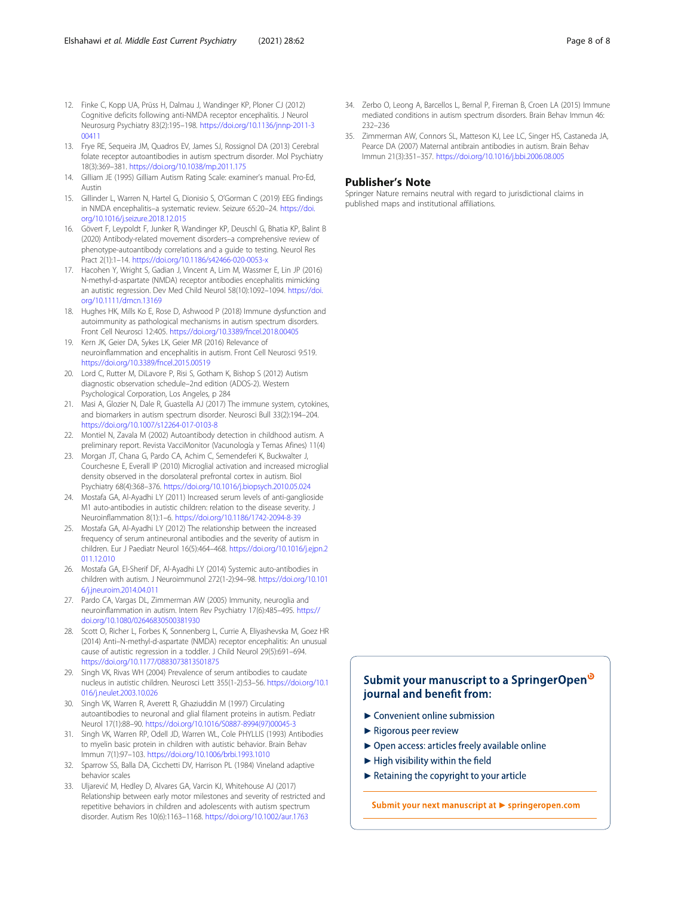12. Finke C, Kopp UA, Prüss H, Dalmau J, Wandinger KP, Ploner CJ (2012) Cognitive deficits following anti-NMDA receptor encephalitis. J Neurol Neurosurg Psychiatry 83(2):195–198. https://doi.org/10.1136/jnnp-2011-300411
13. Frye RE, Sequeira JM, Quadros EV, James SJ, Rossignol DA (2013) Cerebral folate receptor autoantibodies in autism spectrum disorder. Mol Psychiatry 18(3):369–381. https://doi.org/10.1038/mp.2011.175
14. Gilliam JE (1995) Gilliam Autism Rating Scale: examiner's manual. Pro-Ed, Austin
15. Gillinder L, Warren N, Hartel G, Dionisio S, O'Gorman C (2019) EEG findings in NMDA encephalitis–a systematic review. Seizure 65:20–24. https://doi.org/10.1016/j.seizure.2018.12.015
16. Gövert F, Leypoldt F, Junker R, Wandinger KP, Deuschl G, Bhatia KP, Balint B (2020) Antibody-related movement disorders–a comprehensive review of phenotype-autoantibody correlations and a guide to testing. Neurol Res Pract 2(1):1–14. https://doi.org/10.1186/s42466-020-0053-x
17. Hacohen Y, Wright S, Gadian J, Vincent A, Lim M, Wassmer E, Lin JP (2016) N-methyl-d-aspartate (NMDA) receptor antibodies encephalitis mimicking an autistic regression. Dev Med Child Neurol 58(10):1092–1094. https://doi.org/10.1111/dmcn.13169
18. Hughes HK, Mills Ko E, Rose D, Ashwood P (2018) Immune dysfunction and autoimmunity as pathological mechanisms in autism spectrum disorders. Front Cell Neurosci 12:405. https://doi.org/10.3389/fncel.2018.00405
19. Kern JK, Geier DA, Sykes LK, Geier MR (2016) Relevance of neuroinflammation and encephalitis in autism. Front Cell Neurosci 9:519. https://doi.org/10.3389/fncel.2015.00519
20. Lord C, Rutter M, DiLavore P, Risi S, Gotham K, Bishop S (2012) Autism diagnostic observation schedule–2nd edition (ADOS-2). Western Psychological Corporation, Los Angeles, p 284
21. Masi A, Glozier N, Dale R, Guastella AJ (2017) The immune system, cytokines, and biomarkers in autism spectrum disorder. Neurosci Bull 33(2):194–204. https://doi.org/10.1007/s12264-017-0103-8
22. Montiel N, Zavala M (2002) Autoantibody detection in childhood autism. A preliminary report. Revista VacciMonitor (Vacunología y Temas Afines) 11(4)
23. Morgan JT, Chana G, Pardo CA, Achim C, Semendeferi K, Buckwalter J, Courchesne E, Everall IP (2010) Microglial activation and increased microglial density observed in the dorsolateral prefrontal cortex in autism. Biol Psychiatry 68(4):368–376. https://doi.org/10.1016/j.biopsych.2010.05.024
24. Mostafa GA, Al-Ayadhi LY (2011) Increased serum levels of anti-ganglioside M1 auto-antibodies in autistic children: relation to the disease severity. J Neuroinflammation 8(1):1–6. https://doi.org/10.1186/1742-2094-8-39
25. Mostafa GA, Al-Ayadhi LY (2012) The relationship between the increased frequency of serum antineuronal antibodies and the severity of autism in children. Eur J Paediatr Neurol 16(5):464–468. https://doi.org/10.1016/j.ejpn.2011.12.010
26. Mostafa GA, El-Sherif DF, Al-Ayadhi LY (2014) Systemic auto-antibodies in children with autism. J Neuroimmunol 272(1-2):94–98. https://doi.org/10.1016/j.jneuroim.2014.04.011
27. Pardo CA, Vargas DL, Zimmerman AW (2005) Immunity, neuroglia and neuroinflammation in autism. Intern Rev Psychiatry 17(6):485–495. https://doi.org/10.1080/02646830500381930
28. Scott O, Richer L, Forbes K, Sonnenberg L, Currie A, Eliyashevska M, Goez HR (2014) Anti–N-methyl-d-aspartate (NMDA) receptor encephalitis: An unusual cause of autistic regression in a toddler. J Child Neurol 29(5):691–694. https://doi.org/10.1177/0883073813501875
29. Singh VK, Rivas WH (2004) Prevalence of serum antibodies to caudate nucleus in autistic children. Neurosci Lett 355(1-2):53–56. https://doi.org/10.1016/j.neulet.2003.10.026
30. Singh VK, Warren R, Averett R, Ghaziuddin M (1997) Circulating autoantibodies to neuronal and glial filament proteins in autism. Pediatr Neurol 17(1):88–90. https://doi.org/10.1016/S0887-8994(97)00045-3
31. Singh VK, Warren RP, Odell JD, Warren WL, Cole PHYLLIS (1993) Antibodies to myelin basic protein in children with autistic behavior. Brain Behav Immun 7(1):97–103. https://doi.org/10.1006/brbi.1993.1010
32. Sparrow SS, Balla DA, Cicchetti DV, Harrison PL (1984) Vineland adaptive behavior scales
33. Uljarević M, Hedley D, Alvares GA, Varcin KJ, Whitehouse AJ (2017) Relationship between early motor milestones and severity of restricted and repetitive behaviors in children and adolescents with autism spectrum disorder. Autism Res 10(6):1163–1168. https://doi.org/10.1002/aur.1763
34. Zerbo O, Leong A, Barcellos L, Bernal P, Fireman B, Croen LA (2015) Immune mediated conditions in autism spectrum disorders. Brain Behav Immun 46:232–236
35. Zimmerman AW, Connors SL, Matteson KJ, Lee LC, Singer HS, Castaneda JA, Pearce DA (2007) Maternal antibrain antibodies in autism. Brain Behav Immun 21(3):351–357. https://doi.org/10.1016/j.bbi.2006.08.005

## Publisher's Note

Springer Nature remains neutral with regard to jurisdictional claims in published maps and institutional affiliations.

**Submit your manuscript to a SpringerOpen journal and benefit from:**

- Convenient online submission
- Rigorous peer review
- Open access: articles freely available online
- High visibility within the field
- Retaining the copyright to your article

**Submit your next manuscript at ▶ springeropen.com**